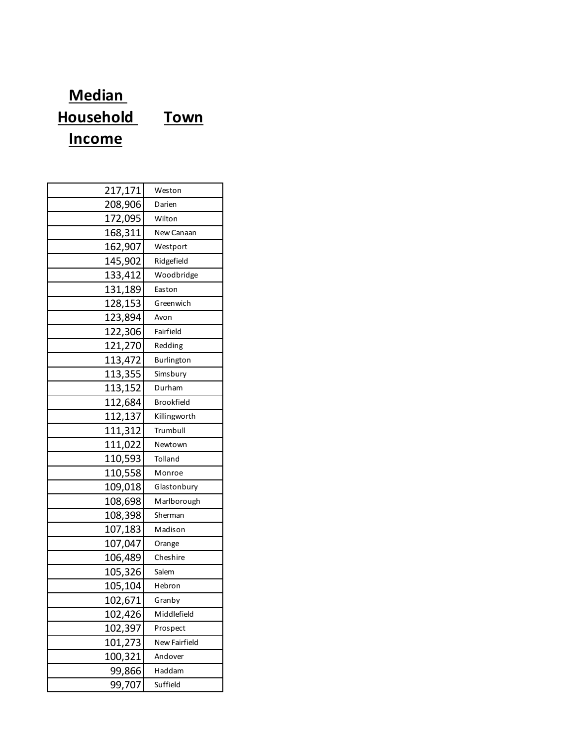| Median Household Income | Town |
| --- | --- |
| 217,171 | Weston |
| 208,906 | Darien |
| 172,095 | Wilton |
| 168,311 | New Canaan |
| 162,907 | Westport |
| 145,902 | Ridgefield |
| 133,412 | Woodbridge |
| 131,189 | Easton |
| 128,153 | Greenwich |
| 123,894 | Avon |
| 122,306 | Fairfield |
| 121,270 | Redding |
| 113,472 | Burlington |
| 113,355 | Simsbury |
| 113,152 | Durham |
| 112,684 | Brookfield |
| 112,137 | Killingworth |
| 111,312 | Trumbull |
| 111,022 | Newtown |
| 110,593 | Tolland |
| 110,558 | Monroe |
| 109,018 | Glastonbury |
| 108,698 | Marlborough |
| 108,398 | Sherman |
| 107,183 | Madison |
| 107,047 | Orange |
| 106,489 | Cheshire |
| 105,326 | Salem |
| 105,104 | Hebron |
| 102,671 | Granby |
| 102,426 | Middlefield |
| 102,397 | Prospect |
| 101,273 | New Fairfield |
| 100,321 | Andover |
| 99,866 | Haddam |
| 99,707 | Suffield |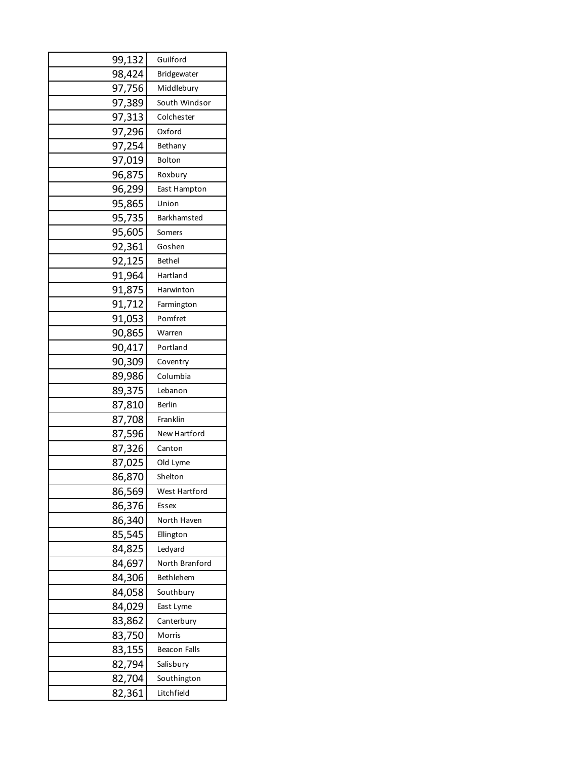| | |
|---|---|
| 99,132 | Guilford |
| 98,424 | Bridgewater |
| 97,756 | Middlebury |
| 97,389 | South Windsor |
| 97,313 | Colchester |
| 97,296 | Oxford |
| 97,254 | Bethany |
| 97,019 | Bolton |
| 96,875 | Roxbury |
| 96,299 | East Hampton |
| 95,865 | Union |
| 95,735 | Barkhamsted |
| 95,605 | Somers |
| 92,361 | Goshen |
| 92,125 | Bethel |
| 91,964 | Hartland |
| 91,875 | Harwinton |
| 91,712 | Farmington |
| 91,053 | Pomfret |
| 90,865 | Warren |
| 90,417 | Portland |
| 90,309 | Coventry |
| 89,986 | Columbia |
| 89,375 | Lebanon |
| 87,810 | Berlin |
| 87,708 | Franklin |
| 87,596 | New Hartford |
| 87,326 | Canton |
| 87,025 | Old Lyme |
| 86,870 | Shelton |
| 86,569 | West Hartford |
| 86,376 | Essex |
| 86,340 | North Haven |
| 85,545 | Ellington |
| 84,825 | Ledyard |
| 84,697 | North Branford |
| 84,306 | Bethlehem |
| 84,058 | Southbury |
| 84,029 | East Lyme |
| 83,862 | Canterbury |
| 83,750 | Morris |
| 83,155 | Beacon Falls |
| 82,794 | Salisbury |
| 82,704 | Southington |
| 82,361 | Litchfield |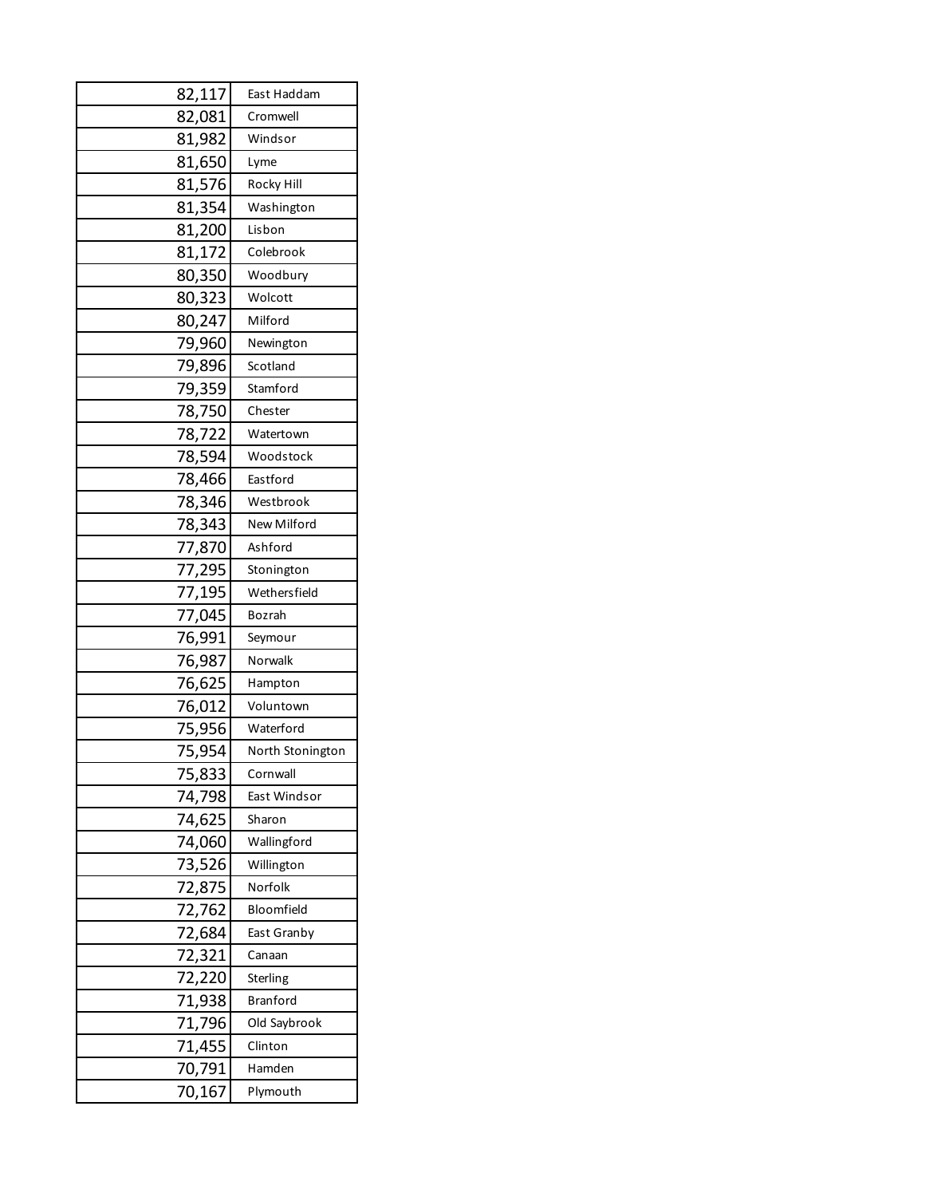| | |
|---|---|
| 82,117 | East Haddam |
| 82,081 | Cromwell |
| 81,982 | Windsor |
| 81,650 | Lyme |
| 81,576 | Rocky Hill |
| 81,354 | Washington |
| 81,200 | Lisbon |
| 81,172 | Colebrook |
| 80,350 | Woodbury |
| 80,323 | Wolcott |
| 80,247 | Milford |
| 79,960 | Newington |
| 79,896 | Scotland |
| 79,359 | Stamford |
| 78,750 | Chester |
| 78,722 | Watertown |
| 78,594 | Woodstock |
| 78,466 | Eastford |
| 78,346 | Westbrook |
| 78,343 | New Milford |
| 77,870 | Ashford |
| 77,295 | Stonington |
| 77,195 | Wethersfield |
| 77,045 | Bozrah |
| 76,991 | Seymour |
| 76,987 | Norwalk |
| 76,625 | Hampton |
| 76,012 | Voluntown |
| 75,956 | Waterford |
| 75,954 | North Stonington |
| 75,833 | Cornwall |
| 74,798 | East Windsor |
| 74,625 | Sharon |
| 74,060 | Wallingford |
| 73,526 | Willington |
| 72,875 | Norfolk |
| 72,762 | Bloomfield |
| 72,684 | East Granby |
| 72,321 | Canaan |
| 72,220 | Sterling |
| 71,938 | Branford |
| 71,796 | Old Saybrook |
| 71,455 | Clinton |
| 70,791 | Hamden |
| 70,167 | Plymouth |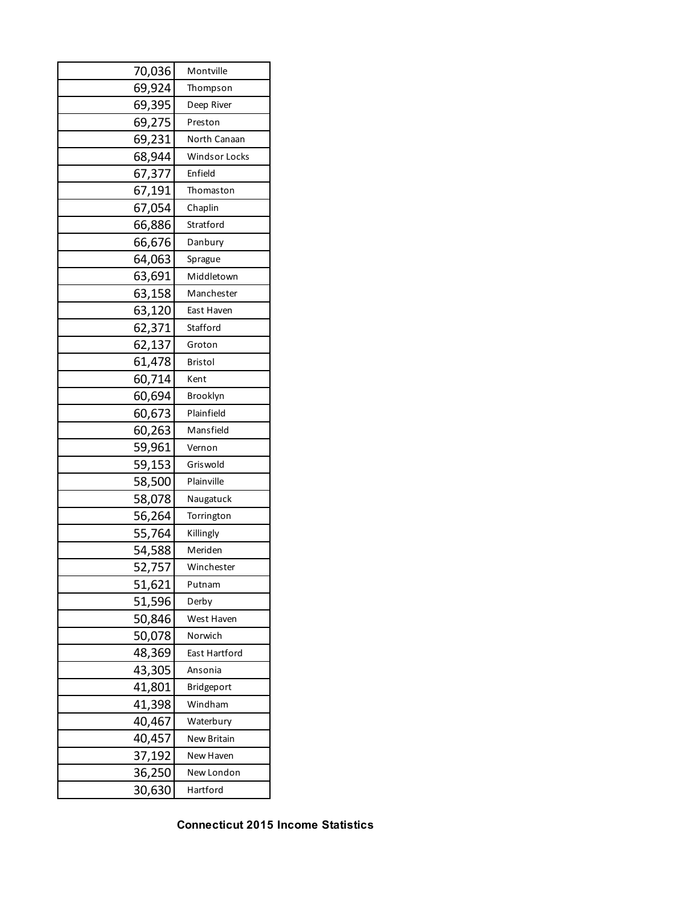| | |
|---|---|
| 70,036 | Montville |
| 69,924 | Thompson |
| 69,395 | Deep River |
| 69,275 | Preston |
| 69,231 | North Canaan |
| 68,944 | Windsor Locks |
| 67,377 | Enfield |
| 67,191 | Thomaston |
| 67,054 | Chaplin |
| 66,886 | Stratford |
| 66,676 | Danbury |
| 64,063 | Sprague |
| 63,691 | Middletown |
| 63,158 | Manchester |
| 63,120 | East Haven |
| 62,371 | Stafford |
| 62,137 | Groton |
| 61,478 | Bristol |
| 60,714 | Kent |
| 60,694 | Brooklyn |
| 60,673 | Plainfield |
| 60,263 | Mansfield |
| 59,961 | Vernon |
| 59,153 | Griswold |
| 58,500 | Plainville |
| 58,078 | Naugatuck |
| 56,264 | Torrington |
| 55,764 | Killingly |
| 54,588 | Meriden |
| 52,757 | Winchester |
| 51,621 | Putnam |
| 51,596 | Derby |
| 50,846 | West Haven |
| 50,078 | Norwich |
| 48,369 | East Hartford |
| 43,305 | Ansonia |
| 41,801 | Bridgeport |
| 41,398 | Windham |
| 40,467 | Waterbury |
| 40,457 | New Britain |
| 37,192 | New Haven |
| 36,250 | New London |
| 30,630 | Hartford |

**Connecticut 2015 Income Statistics**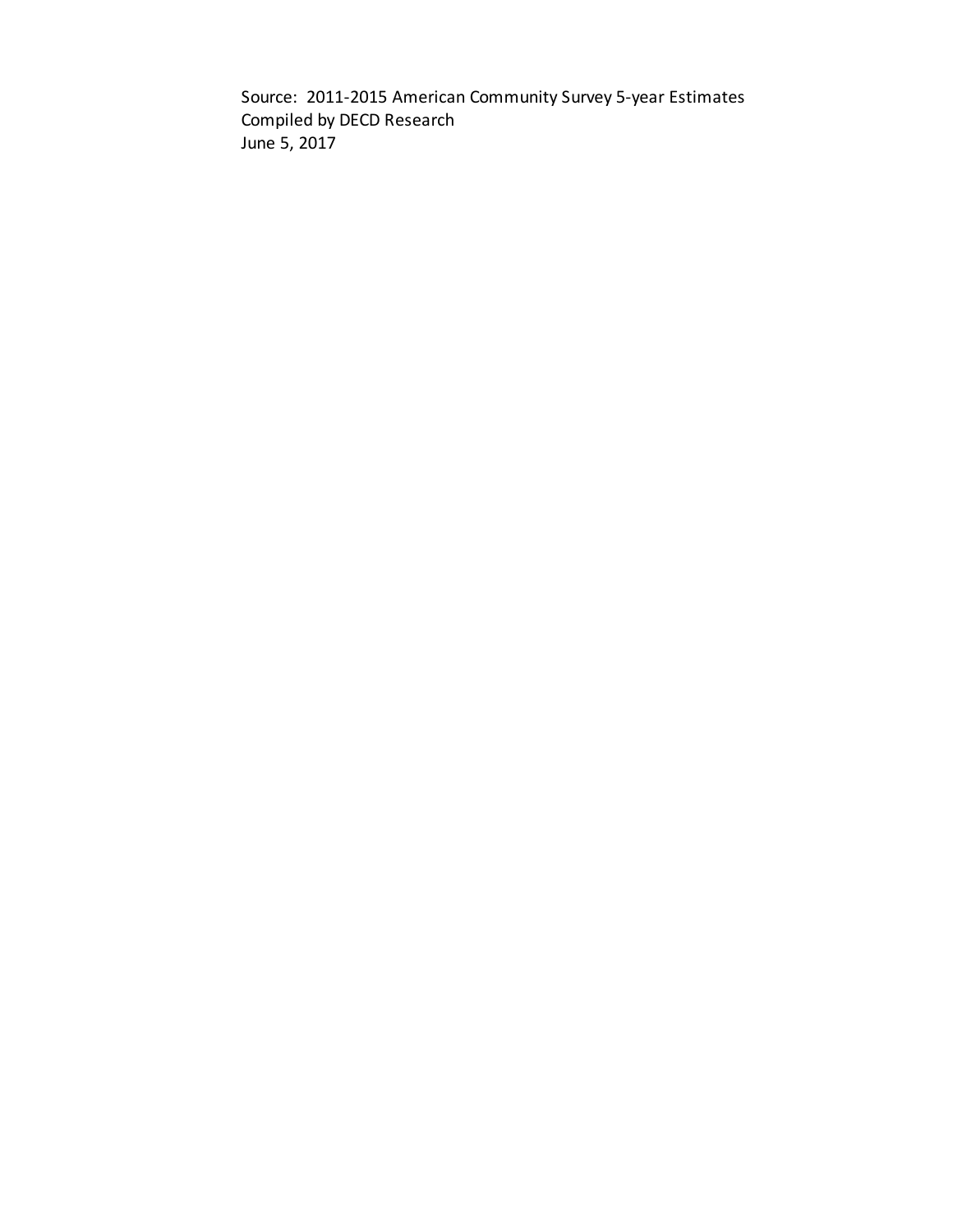Source: 2011-2015 American Community Survey 5-year Estimates
Compiled by DECD Research
June 5, 2017